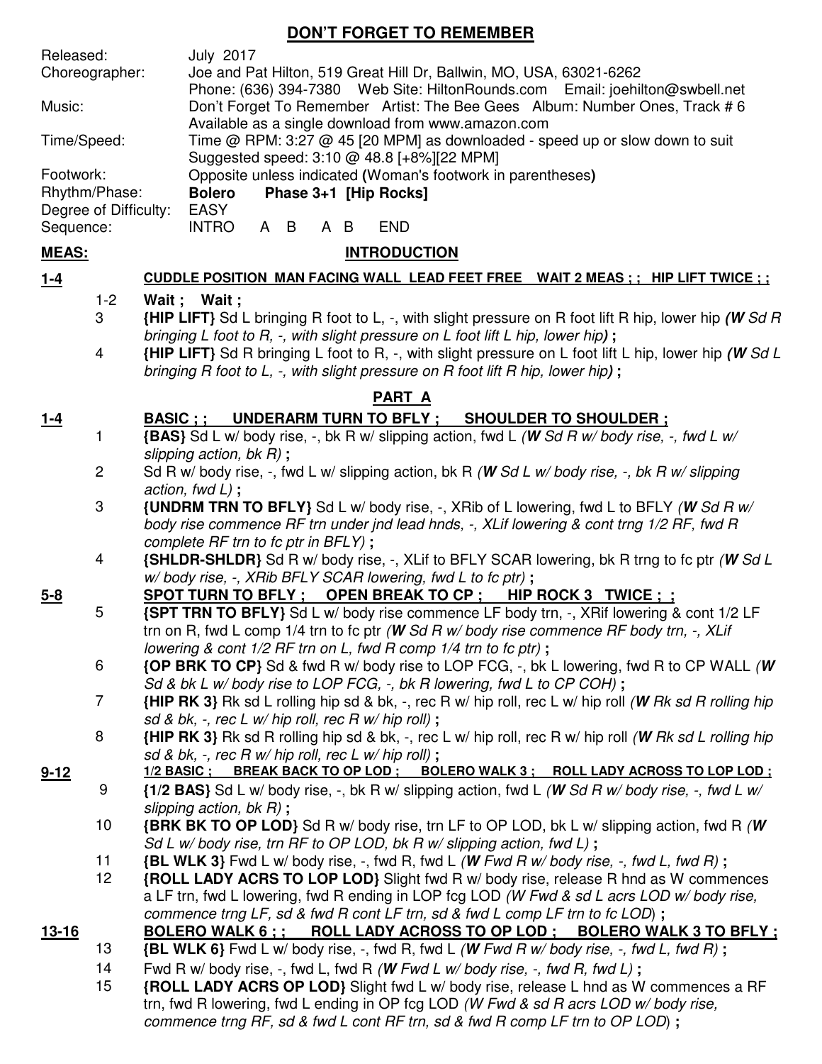# DON'T FORGET TO REMEMBER

| | |
|---|---|
| Released: | July 2017 |
| Choreographer: | Joe and Pat Hilton, 519 Great Hill Dr, Ballwin, MO, USA, 63021-6262<br>Phone: (636) 394-7380 Web Site: HiltonRounds.com Email: joehilton@swbell.net |
| Music: | Don't Forget To Remember Artist: The Bee Gees Album: Number Ones, Track # 6<br>Available as a single download from www.amazon.com |
| Time/Speed: | Time @ RPM: 3:27 @ 45 [20 MPM] as downloaded - speed up or slow down to suit<br>Suggested speed: 3:10 @ 48.8 [+8%][22 MPM] |
| Footwork: | Opposite unless indicated **(**Woman's footwork in parentheses**)** |
| Rhythm/Phase: | **Bolero Phase 3+1 [Hip Rocks]** |
| Degree of Difficulty: | EASY |
| Sequence: | INTRO A B A B END |

## MEAS: INTRODUCTION

**1-4** **CUDDLE POSITION MAN FACING WALL LEAD FEET FREE WAIT 2 MEAS ; ; HIP LIFT TWICE ; ;**

- 1-2 **Wait ; Wait ;**
- 3 **{HIP LIFT}** Sd L bringing R foot to L, -, with slight pressure on R foot lift R hip, lower hip ***(W** Sd R bringing L foot to R, -, with slight pressure on L foot lift L hip, lower hip**)*** **;**
- 4 **{HIP LIFT}** Sd R bringing L foot to R, -, with slight pressure on L foot lift L hip, lower hip ***(W** Sd L bringing R foot to L, -, with slight pressure on R foot lift R hip, lower hip**)*** **;**

## PART A

**1-4** **BASIC ; ; UNDERARM TURN TO BFLY ; SHOULDER TO SHOULDER ;**

- 1 **{BAS}** Sd L w/ body rise, -, bk R w/ slipping action, fwd L *(**W** Sd R w/ body rise, -, fwd L w/ slipping action, bk R)* **;**
- 2 Sd R w/ body rise, -, fwd L w/ slipping action, bk R *(**W** Sd L w/ body rise, -, bk R w/ slipping action, fwd L)* **;**
- 3 **{UNDRM TRN TO BFLY}** Sd L w/ body rise, -, XRib of L lowering, fwd L to BFLY *(**W** Sd R w/ body rise commence RF trn under jnd lead hnds, -, XLif lowering & cont trng 1/2 RF, fwd R complete RF trn to fc ptr in BFLY)* **;**
- 4 **{SHLDR-SHLDR}** Sd R w/ body rise, -, XLif to BFLY SCAR lowering, bk R trng to fc ptr *(**W** Sd L w/ body rise, -, XRib BFLY SCAR lowering, fwd L to fc ptr)* **;**

**5-8** **SPOT TURN TO BFLY ; OPEN BREAK TO CP ; HIP ROCK 3 TWICE ; ;**

- 5 **{SPT TRN TO BFLY}** Sd L w/ body rise commence LF body trn, -, XRif lowering & cont 1/2 LF trn on R, fwd L comp 1/4 trn to fc ptr *(**W** Sd R w/ body rise commence RF body trn, -, XLif lowering & cont 1/2 RF trn on L, fwd R comp 1/4 trn to fc ptr)* **;**
- 6 **{OP BRK TO CP}** Sd & fwd R w/ body rise to LOP FCG, -, bk L lowering, fwd R to CP WALL *(**W** Sd & bk L w/ body rise to LOP FCG, -, bk R lowering, fwd L to CP COH)* **;**
- 7 **{HIP RK 3}** Rk sd L rolling hip sd & bk, -, rec R w/ hip roll, rec L w/ hip roll *(**W** Rk sd R rolling hip sd & bk, -, rec L w/ hip roll, rec R w/ hip roll)* **;**
- 8 **{HIP RK 3}** Rk sd R rolling hip sd & bk, -, rec L w/ hip roll, rec R w/ hip roll *(**W** Rk sd L rolling hip sd & bk, -, rec R w/ hip roll, rec L w/ hip roll)* **;**

**9-12** **1/2 BASIC ; BREAK BACK TO OP LOD ; BOLERO WALK 3 ; ROLL LADY ACROSS TO LOP LOD ;**

- 9 **{1/2 BAS}** Sd L w/ body rise, -, bk R w/ slipping action, fwd L *(**W** Sd R w/ body rise, -, fwd L w/ slipping action, bk R)* **;**
- 10 **{BRK BK TO OP LOD}** Sd R w/ body rise, trn LF to OP LOD, bk L w/ slipping action, fwd R *(**W** Sd L w/ body rise, trn RF to OP LOD, bk R w/ slipping action, fwd L)* **;**
- 11 **{BL WLK 3}** Fwd L w/ body rise, -, fwd R, fwd L *(**W** Fwd R w/ body rise, -, fwd L, fwd R)* **;**
- 12 **{ROLL LADY ACRS TO LOP LOD}** Slight fwd R w/ body rise, release R hnd as W commences a LF trn, fwd L lowering, fwd R ending in LOP fcg LOD *(W Fwd & sd L acrs LOD w/ body rise, commence trng LF, sd & fwd R cont LF trn, sd & fwd L comp LF trn to fc LOD)* **;**

**13-16** **BOLERO WALK 6 ; ; ROLL LADY ACROSS TO OP LOD ; BOLERO WALK 3 TO BFLY ;**

- 13 **{BL WLK 6}** Fwd L w/ body rise, -, fwd R, fwd L *(**W** Fwd R w/ body rise, -, fwd L, fwd R)* **;**
- 14 Fwd R w/ body rise, -, fwd L, fwd R *(**W** Fwd L w/ body rise, -, fwd R, fwd L)* **;**
- 15 **{ROLL LADY ACRS OP LOD}** Slight fwd L w/ body rise, release L hnd as W commences a RF trn, fwd R lowering, fwd L ending in OP fcg LOD *(W Fwd & sd R acrs LOD w/ body rise, commence trng RF, sd & fwd L cont RF trn, sd & fwd R comp LF trn to OP LOD)* **;**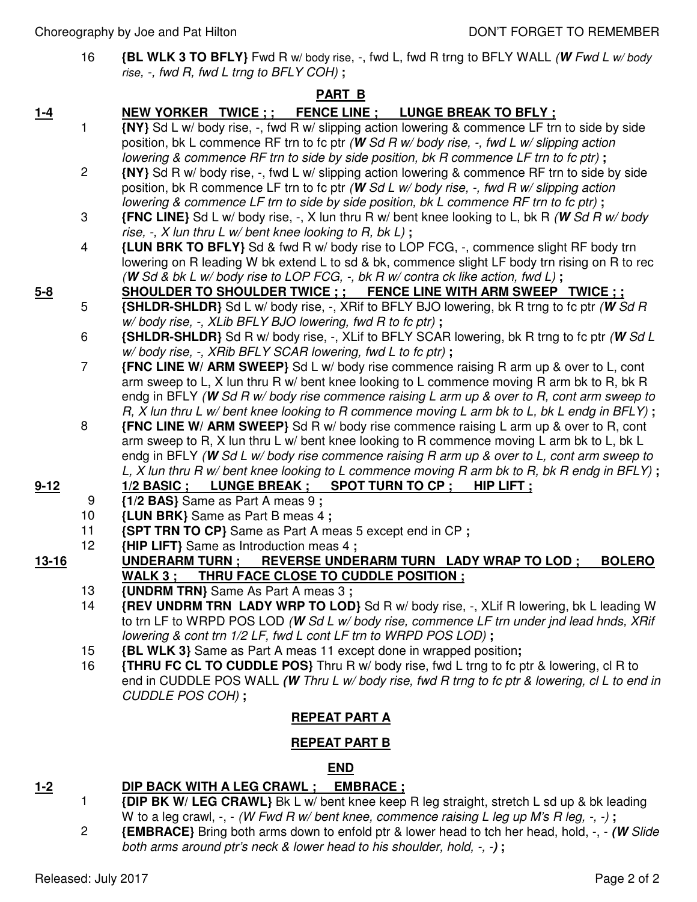16 **{BL WLK 3 TO BFLY}** Fwd R w/ body rise, -, fwd L, fwd R trng to BFLY WALL *(**W** Fwd L w/ body rise, -, fwd R, fwd L trng to BFLY COH)* **;**

## PART B

**1-4 NEW YORKER TWICE ; ; FENCE LINE ; LUNGE BREAK TO BFLY ;**

1 **{NY}** Sd L w/ body rise, -, fwd R w/ slipping action lowering & commence LF trn to side by side position, bk L commence RF trn to fc ptr *(**W** Sd R w/ body rise, -, fwd L w/ slipping action lowering & commence RF trn to side by side position, bk R commence LF trn to fc ptr)* **;**

2 **{NY}** Sd R w/ body rise, -, fwd L w/ slipping action lowering & commence RF trn to side by side position, bk R commence LF trn to fc ptr *(**W** Sd L w/ body rise, -, fwd R w/ slipping action lowering & commence LF trn to side by side position, bk L commence RF trn to fc ptr)* **;**

3 **{FNC LINE}** Sd L w/ body rise, -, X lun thru R w/ bent knee looking to L, bk R *(**W** Sd R w/ body rise, -, X lun thru L w/ bent knee looking to R, bk L)* **;**

4 **{LUN BRK TO BFLY}** Sd & fwd R w/ body rise to LOP FCG, -, commence slight RF body trn lowering on R leading W bk extend L to sd & bk, commence slight LF body trn rising on R to rec *(**W** Sd & bk L w/ body rise to LOP FCG, -, bk R w/ contra ck like action, fwd L)* **;**

**5-8 SHOULDER TO SHOULDER TWICE ; ; FENCE LINE WITH ARM SWEEP TWICE ; ;**

5 **{SHLDR-SHLDR}** Sd L w/ body rise, -, XRif to BFLY BJO lowering, bk R trng to fc ptr *(**W** Sd R w/ body rise, -, XLib BFLY BJO lowering, fwd R to fc ptr)* **;**

6 **{SHLDR-SHLDR}** Sd R w/ body rise, -, XLif to BFLY SCAR lowering, bk R trng to fc ptr *(**W** Sd L w/ body rise, -, XRib BFLY SCAR lowering, fwd L to fc ptr)* **;**

7 **{FNC LINE W/ ARM SWEEP}** Sd L w/ body rise commence raising R arm up & over to L, cont arm sweep to L, X lun thru R w/ bent knee looking to L commence moving R arm bk to R, bk R endg in BFLY *(**W** Sd R w/ body rise commence raising L arm up & over to R, cont arm sweep to R, X lun thru L w/ bent knee looking to R commence moving L arm bk to L, bk L endg in BFLY)* **;**

8 **{FNC LINE W/ ARM SWEEP}** Sd R w/ body rise commence raising L arm up & over to R, cont arm sweep to R, X lun thru L w/ bent knee looking to R commence moving L arm bk to L, bk L endg in BFLY *(**W** Sd L w/ body rise commence raising R arm up & over to L, cont arm sweep to L, X lun thru R w/ bent knee looking to L commence moving R arm bk to R, bk R endg in BFLY)* **;**

**9-12 1/2 BASIC ; LUNGE BREAK ; SPOT TURN TO CP ; HIP LIFT ;**

9 **{1/2 BAS}** Same as Part A meas 9 **;**

10 **{LUN BRK}** Same as Part B meas 4 **;**

11 **{SPT TRN TO CP}** Same as Part A meas 5 except end in CP **;**

12 **{HIP LIFT}** Same as Introduction meas 4 **;**

**13-16 UNDERARM TURN ; REVERSE UNDERARM TURN LADY WRAP TO LOD ; BOLERO WALK 3 ; THRU FACE CLOSE TO CUDDLE POSITION ;**

13 **{UNDRM TRN}** Same As Part A meas 3 **;**

14 **{REV UNDRM TRN LADY WRP TO LOD}** Sd R w/ body rise, -, XLif R lowering, bk L leading W to trn LF to WRPD POS LOD *(**W** Sd L w/ body rise, commence LF trn under jnd lead hnds, XRif lowering & cont trn 1/2 LF, fwd L cont LF trn to WRPD POS LOD)* **;**

15 **{BL WLK 3}** Same as Part A meas 11 except done in wrapped position**;**

16 **{THRU FC CL TO CUDDLE POS}** Thru R w/ body rise, fwd L trng to fc ptr & lowering, cl R to end in CUDDLE POS WALL *(**W** Thru L w/ body rise, fwd R trng to fc ptr & lowering, cl L to end in CUDDLE POS COH)* **;**

## REPEAT PART A

## REPEAT PART B

## END

**1-2 DIP BACK WITH A LEG CRAWL ; EMBRACE ;**

1 **{DIP BK W/ LEG CRAWL}** Bk L w/ bent knee keep R leg straight, stretch L sd up & bk leading W to a leg crawl, -, - *(W Fwd R w/ bent knee, commence raising L leg up M's R leg, -, -)* **;**

2 **{EMBRACE}** Bring both arms down to enfold ptr & lower head to tch her head, hold, -, - *(**W** Slide both arms around ptr's neck & lower head to his shoulder, hold, -, -**)* **;**

Released: July 2017